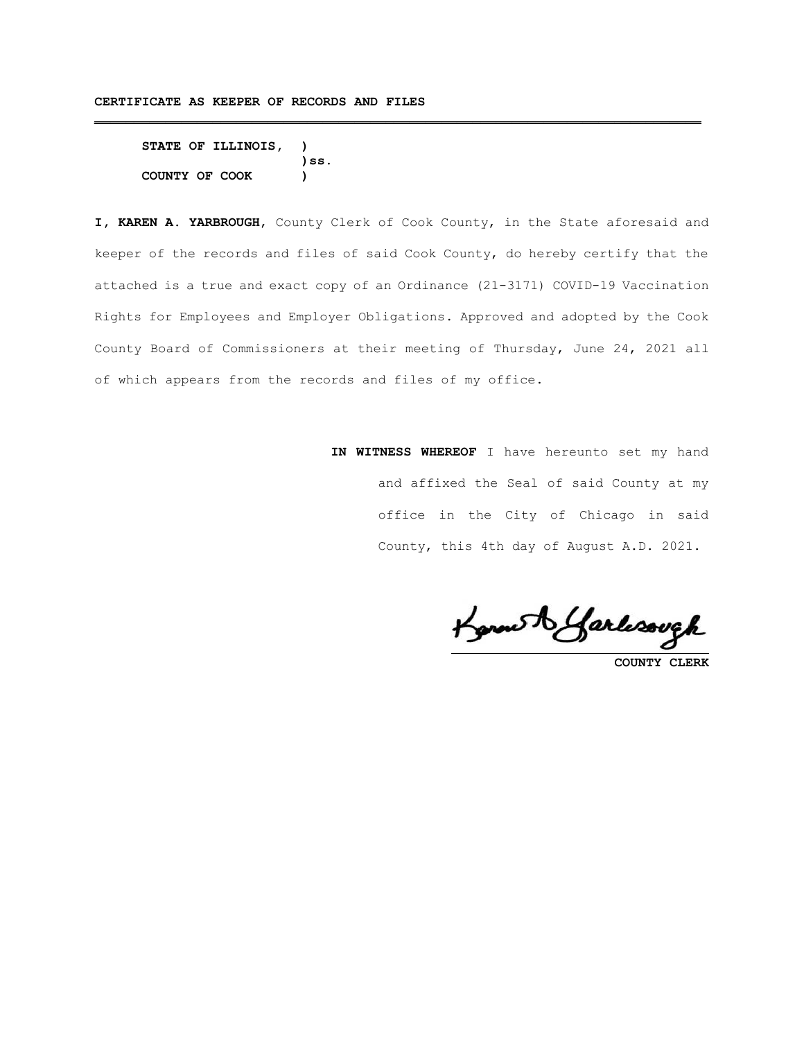**CERTIFICATE AS KEEPER OF RECORDS AND FILES**

---

**STATE OF ILLINOIS, )**
**)ss.**
**COUNTY OF COOK )**

**I, KAREN A. YARBROUGH**, County Clerk of Cook County, in the State aforesaid and keeper of the records and files of said Cook County, do hereby certify that the attached is a true and exact copy of an Ordinance (21-3171) COVID-19 Vaccination Rights for Employees and Employer Obligations. Approved and adopted by the Cook County Board of Commissioners at their meeting of Thursday, June 24, 2021 all of which appears from the records and files of my office.

**IN WITNESS WHEREOF** I have hereunto set my hand and affixed the Seal of said County at my office in the City of Chicago in said County, this 4th day of August A.D. 2021.

Karen A. Yarbrough

**COUNTY CLERK**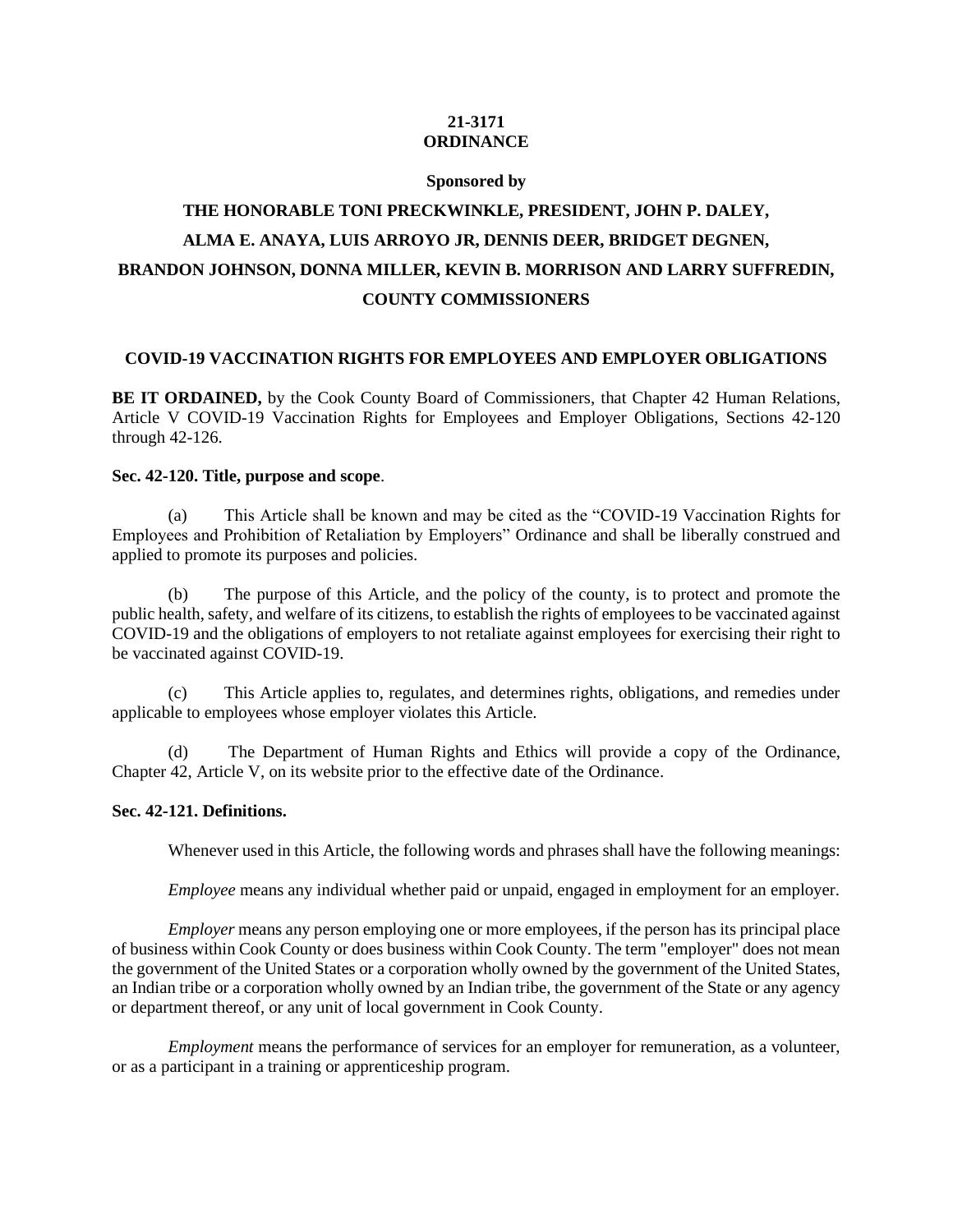**21-3171**
**ORDINANCE**

**Sponsored by**

**THE HONORABLE TONI PRECKWINKLE, PRESIDENT, JOHN P. DALEY, ALMA E. ANAYA, LUIS ARROYO JR, DENNIS DEER, BRIDGET DEGNEN, BRANDON JOHNSON, DONNA MILLER, KEVIN B. MORRISON AND LARRY SUFFREDIN, COUNTY COMMISSIONERS**

## COVID-19 VACCINATION RIGHTS FOR EMPLOYEES AND EMPLOYER OBLIGATIONS

**BE IT ORDAINED,** by the Cook County Board of Commissioners, that Chapter 42 Human Relations, Article V COVID-19 Vaccination Rights for Employees and Employer Obligations, Sections 42-120 through 42-126.

**Sec. 42-120. Title, purpose and scope**.

(a) This Article shall be known and may be cited as the "COVID-19 Vaccination Rights for Employees and Prohibition of Retaliation by Employers" Ordinance and shall be liberally construed and applied to promote its purposes and policies.

(b) The purpose of this Article, and the policy of the county, is to protect and promote the public health, safety, and welfare of its citizens, to establish the rights of employees to be vaccinated against COVID-19 and the obligations of employers to not retaliate against employees for exercising their right to be vaccinated against COVID-19.

(c) This Article applies to, regulates, and determines rights, obligations, and remedies under applicable to employees whose employer violates this Article.

(d) The Department of Human Rights and Ethics will provide a copy of the Ordinance, Chapter 42, Article V, on its website prior to the effective date of the Ordinance.

**Sec. 42-121. Definitions.**

Whenever used in this Article, the following words and phrases shall have the following meanings:

*Employee* means any individual whether paid or unpaid, engaged in employment for an employer.

*Employer* means any person employing one or more employees, if the person has its principal place of business within Cook County or does business within Cook County. The term "employer" does not mean the government of the United States or a corporation wholly owned by the government of the United States, an Indian tribe or a corporation wholly owned by an Indian tribe, the government of the State or any agency or department thereof, or any unit of local government in Cook County.

*Employment* means the performance of services for an employer for remuneration, as a volunteer, or as a participant in a training or apprenticeship program.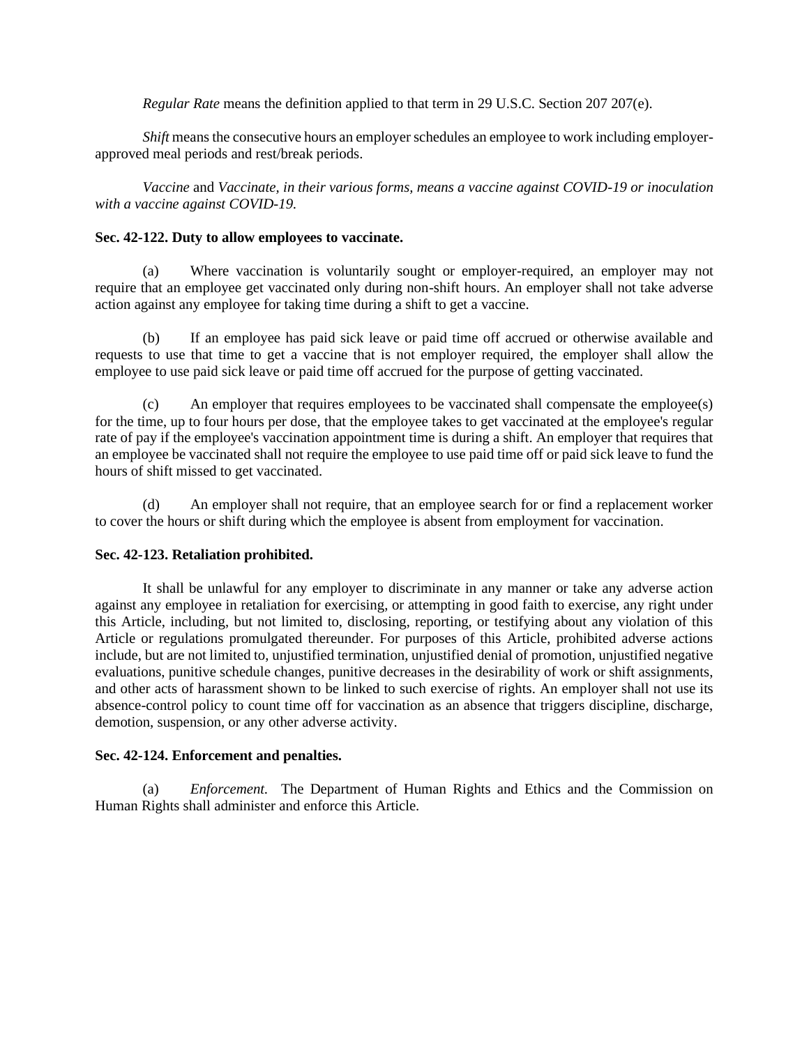*Regular Rate* means the definition applied to that term in 29 U.S.C. Section 207 207(e).

*Shift* means the consecutive hours an employer schedules an employee to work including employer-approved meal periods and rest/break periods.

*Vaccine* and *Vaccinate, in their various forms, means a vaccine against COVID-19 or inoculation with a vaccine against COVID-19.*

**Sec. 42-122. Duty to allow employees to vaccinate.**

(a) Where vaccination is voluntarily sought or employer-required, an employer may not require that an employee get vaccinated only during non-shift hours. An employer shall not take adverse action against any employee for taking time during a shift to get a vaccine.

(b) If an employee has paid sick leave or paid time off accrued or otherwise available and requests to use that time to get a vaccine that is not employer required, the employer shall allow the employee to use paid sick leave or paid time off accrued for the purpose of getting vaccinated.

(c) An employer that requires employees to be vaccinated shall compensate the employee(s) for the time, up to four hours per dose, that the employee takes to get vaccinated at the employee's regular rate of pay if the employee's vaccination appointment time is during a shift. An employer that requires that an employee be vaccinated shall not require the employee to use paid time off or paid sick leave to fund the hours of shift missed to get vaccinated.

(d) An employer shall not require, that an employee search for or find a replacement worker to cover the hours or shift during which the employee is absent from employment for vaccination.

**Sec. 42-123. Retaliation prohibited.**

It shall be unlawful for any employer to discriminate in any manner or take any adverse action against any employee in retaliation for exercising, or attempting in good faith to exercise, any right under this Article, including, but not limited to, disclosing, reporting, or testifying about any violation of this Article or regulations promulgated thereunder. For purposes of this Article, prohibited adverse actions include, but are not limited to, unjustified termination, unjustified denial of promotion, unjustified negative evaluations, punitive schedule changes, punitive decreases in the desirability of work or shift assignments, and other acts of harassment shown to be linked to such exercise of rights. An employer shall not use its absence-control policy to count time off for vaccination as an absence that triggers discipline, discharge, demotion, suspension, or any other adverse activity.

**Sec. 42-124. Enforcement and penalties.**

(a) *Enforcement.* The Department of Human Rights and Ethics and the Commission on Human Rights shall administer and enforce this Article.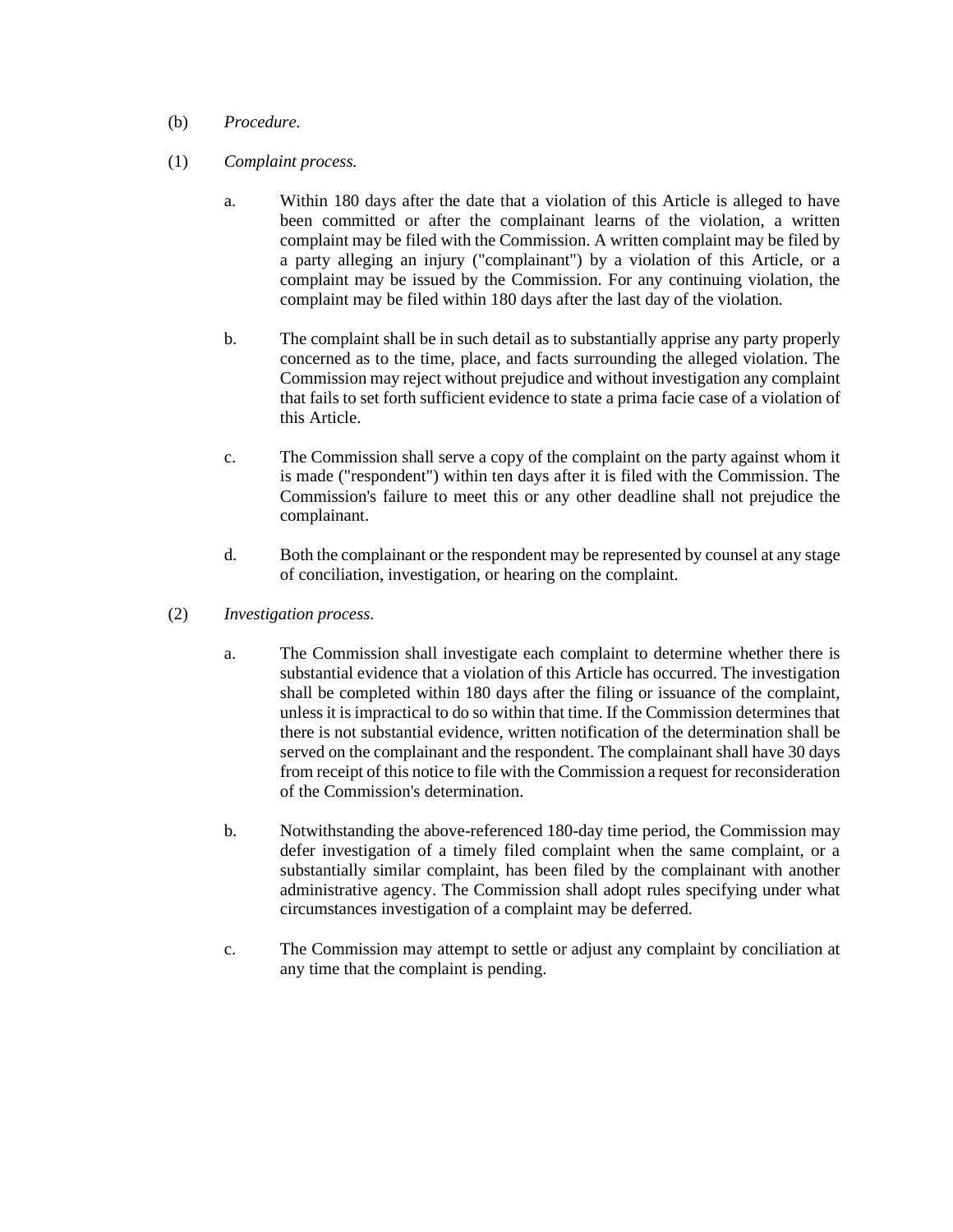(b) *Procedure.*

(1) *Complaint process.*

a. Within 180 days after the date that a violation of this Article is alleged to have been committed or after the complainant learns of the violation, a written complaint may be filed with the Commission. A written complaint may be filed by a party alleging an injury ("complainant") by a violation of this Article, or a complaint may be issued by the Commission. For any continuing violation, the complaint may be filed within 180 days after the last day of the violation.

b. The complaint shall be in such detail as to substantially apprise any party properly concerned as to the time, place, and facts surrounding the alleged violation. The Commission may reject without prejudice and without investigation any complaint that fails to set forth sufficient evidence to state a prima facie case of a violation of this Article.

c. The Commission shall serve a copy of the complaint on the party against whom it is made ("respondent") within ten days after it is filed with the Commission. The Commission's failure to meet this or any other deadline shall not prejudice the complainant.

d. Both the complainant or the respondent may be represented by counsel at any stage of conciliation, investigation, or hearing on the complaint.

(2) *Investigation process.*

a. The Commission shall investigate each complaint to determine whether there is substantial evidence that a violation of this Article has occurred. The investigation shall be completed within 180 days after the filing or issuance of the complaint, unless it is impractical to do so within that time. If the Commission determines that there is not substantial evidence, written notification of the determination shall be served on the complainant and the respondent. The complainant shall have 30 days from receipt of this notice to file with the Commission a request for reconsideration of the Commission's determination.

b. Notwithstanding the above-referenced 180-day time period, the Commission may defer investigation of a timely filed complaint when the same complaint, or a substantially similar complaint, has been filed by the complainant with another administrative agency. The Commission shall adopt rules specifying under what circumstances investigation of a complaint may be deferred.

c. The Commission may attempt to settle or adjust any complaint by conciliation at any time that the complaint is pending.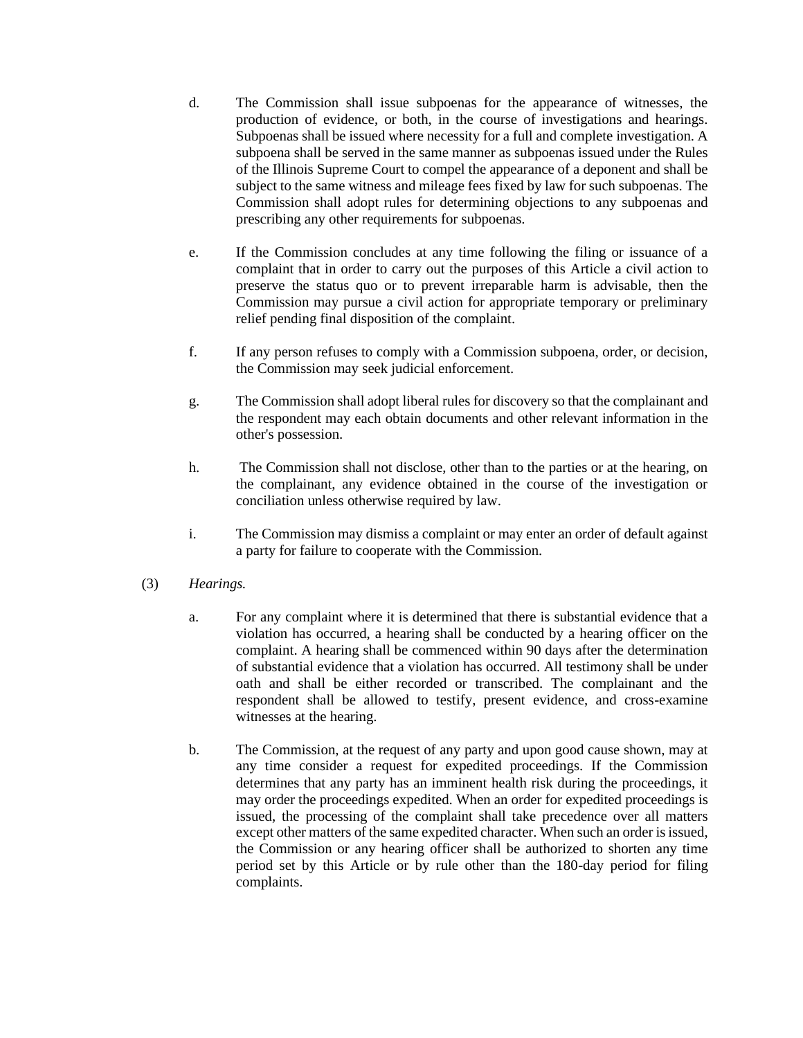d. The Commission shall issue subpoenas for the appearance of witnesses, the production of evidence, or both, in the course of investigations and hearings. Subpoenas shall be issued where necessity for a full and complete investigation. A subpoena shall be served in the same manner as subpoenas issued under the Rules of the Illinois Supreme Court to compel the appearance of a deponent and shall be subject to the same witness and mileage fees fixed by law for such subpoenas. The Commission shall adopt rules for determining objections to any subpoenas and prescribing any other requirements for subpoenas.

e. If the Commission concludes at any time following the filing or issuance of a complaint that in order to carry out the purposes of this Article a civil action to preserve the status quo or to prevent irreparable harm is advisable, then the Commission may pursue a civil action for appropriate temporary or preliminary relief pending final disposition of the complaint.

f. If any person refuses to comply with a Commission subpoena, order, or decision, the Commission may seek judicial enforcement.

g. The Commission shall adopt liberal rules for discovery so that the complainant and the respondent may each obtain documents and other relevant information in the other's possession.

h. The Commission shall not disclose, other than to the parties or at the hearing, on the complainant, any evidence obtained in the course of the investigation or conciliation unless otherwise required by law.

i. The Commission may dismiss a complaint or may enter an order of default against a party for failure to cooperate with the Commission.

(3) *Hearings.*

a. For any complaint where it is determined that there is substantial evidence that a violation has occurred, a hearing shall be conducted by a hearing officer on the complaint. A hearing shall be commenced within 90 days after the determination of substantial evidence that a violation has occurred. All testimony shall be under oath and shall be either recorded or transcribed. The complainant and the respondent shall be allowed to testify, present evidence, and cross-examine witnesses at the hearing.

b. The Commission, at the request of any party and upon good cause shown, may at any time consider a request for expedited proceedings. If the Commission determines that any party has an imminent health risk during the proceedings, it may order the proceedings expedited. When an order for expedited proceedings is issued, the processing of the complaint shall take precedence over all matters except other matters of the same expedited character. When such an order is issued, the Commission or any hearing officer shall be authorized to shorten any time period set by this Article or by rule other than the 180-day period for filing complaints.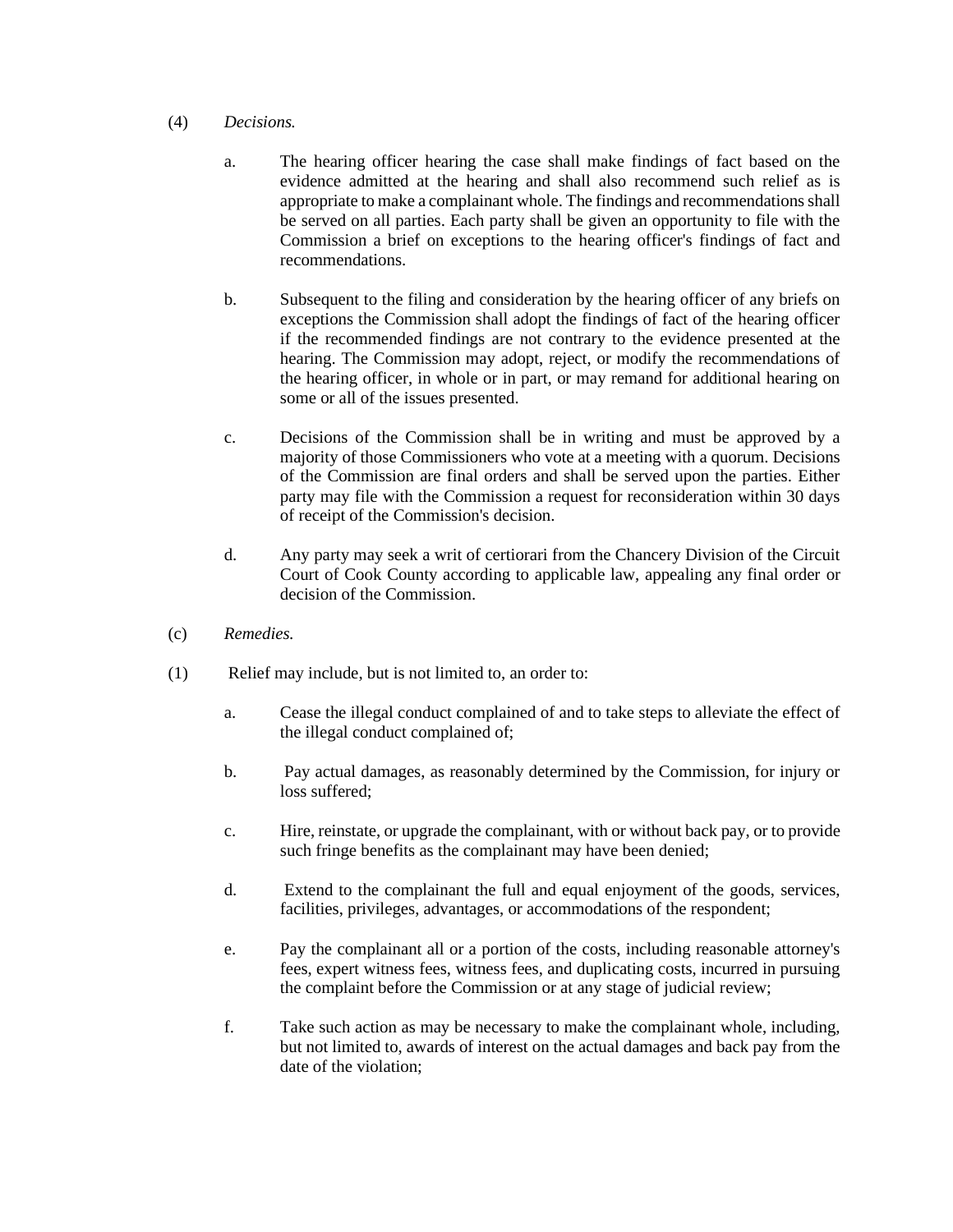(4) *Decisions.*

a. The hearing officer hearing the case shall make findings of fact based on the evidence admitted at the hearing and shall also recommend such relief as is appropriate to make a complainant whole. The findings and recommendations shall be served on all parties. Each party shall be given an opportunity to file with the Commission a brief on exceptions to the hearing officer's findings of fact and recommendations.

b. Subsequent to the filing and consideration by the hearing officer of any briefs on exceptions the Commission shall adopt the findings of fact of the hearing officer if the recommended findings are not contrary to the evidence presented at the hearing. The Commission may adopt, reject, or modify the recommendations of the hearing officer, in whole or in part, or may remand for additional hearing on some or all of the issues presented.

c. Decisions of the Commission shall be in writing and must be approved by a majority of those Commissioners who vote at a meeting with a quorum. Decisions of the Commission are final orders and shall be served upon the parties. Either party may file with the Commission a request for reconsideration within 30 days of receipt of the Commission's decision.

d. Any party may seek a writ of certiorari from the Chancery Division of the Circuit Court of Cook County according to applicable law, appealing any final order or decision of the Commission.

(c) *Remedies.*

(1) Relief may include, but is not limited to, an order to:

a. Cease the illegal conduct complained of and to take steps to alleviate the effect of the illegal conduct complained of;

b. Pay actual damages, as reasonably determined by the Commission, for injury or loss suffered;

c. Hire, reinstate, or upgrade the complainant, with or without back pay, or to provide such fringe benefits as the complainant may have been denied;

d. Extend to the complainant the full and equal enjoyment of the goods, services, facilities, privileges, advantages, or accommodations of the respondent;

e. Pay the complainant all or a portion of the costs, including reasonable attorney's fees, expert witness fees, witness fees, and duplicating costs, incurred in pursuing the complaint before the Commission or at any stage of judicial review;

f. Take such action as may be necessary to make the complainant whole, including, but not limited to, awards of interest on the actual damages and back pay from the date of the violation;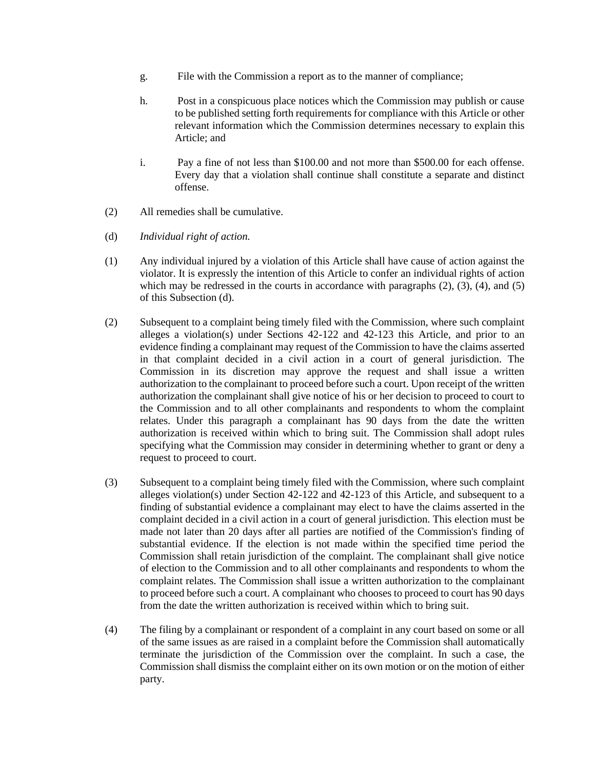g. File with the Commission a report as to the manner of compliance;

h. Post in a conspicuous place notices which the Commission may publish or cause to be published setting forth requirements for compliance with this Article or other relevant information which the Commission determines necessary to explain this Article; and

i. Pay a fine of not less than $100.00 and not more than $500.00 for each offense. Every day that a violation shall continue shall constitute a separate and distinct offense.

(2) All remedies shall be cumulative.

(d) *Individual right of action.*

(1) Any individual injured by a violation of this Article shall have cause of action against the violator. It is expressly the intention of this Article to confer an individual rights of action which may be redressed in the courts in accordance with paragraphs (2), (3), (4), and (5) of this Subsection (d).

(2) Subsequent to a complaint being timely filed with the Commission, where such complaint alleges a violation(s) under Sections 42-122 and 42-123 this Article, and prior to an evidence finding a complainant may request of the Commission to have the claims asserted in that complaint decided in a civil action in a court of general jurisdiction. The Commission in its discretion may approve the request and shall issue a written authorization to the complainant to proceed before such a court. Upon receipt of the written authorization the complainant shall give notice of his or her decision to proceed to court to the Commission and to all other complainants and respondents to whom the complaint relates. Under this paragraph a complainant has 90 days from the date the written authorization is received within which to bring suit. The Commission shall adopt rules specifying what the Commission may consider in determining whether to grant or deny a request to proceed to court.

(3) Subsequent to a complaint being timely filed with the Commission, where such complaint alleges violation(s) under Section 42-122 and 42-123 of this Article, and subsequent to a finding of substantial evidence a complainant may elect to have the claims asserted in the complaint decided in a civil action in a court of general jurisdiction. This election must be made not later than 20 days after all parties are notified of the Commission's finding of substantial evidence. If the election is not made within the specified time period the Commission shall retain jurisdiction of the complaint. The complainant shall give notice of election to the Commission and to all other complainants and respondents to whom the complaint relates. The Commission shall issue a written authorization to the complainant to proceed before such a court. A complainant who chooses to proceed to court has 90 days from the date the written authorization is received within which to bring suit.

(4) The filing by a complainant or respondent of a complaint in any court based on some or all of the same issues as are raised in a complaint before the Commission shall automatically terminate the jurisdiction of the Commission over the complaint. In such a case, the Commission shall dismiss the complaint either on its own motion or on the motion of either party.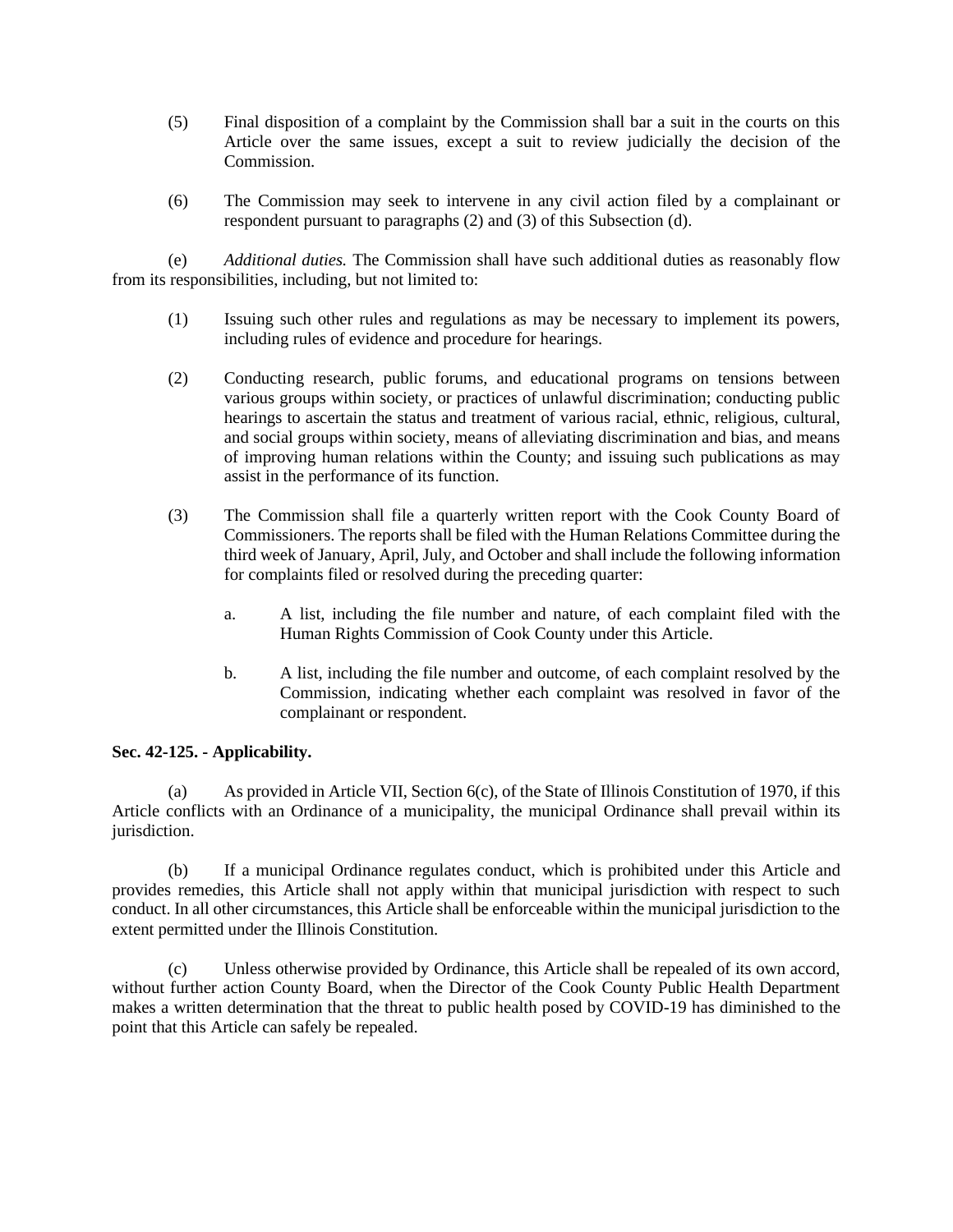(5) Final disposition of a complaint by the Commission shall bar a suit in the courts on this Article over the same issues, except a suit to review judicially the decision of the Commission.

(6) The Commission may seek to intervene in any civil action filed by a complainant or respondent pursuant to paragraphs (2) and (3) of this Subsection (d).

(e) *Additional duties.* The Commission shall have such additional duties as reasonably flow from its responsibilities, including, but not limited to:

(1) Issuing such other rules and regulations as may be necessary to implement its powers, including rules of evidence and procedure for hearings.

(2) Conducting research, public forums, and educational programs on tensions between various groups within society, or practices of unlawful discrimination; conducting public hearings to ascertain the status and treatment of various racial, ethnic, religious, cultural, and social groups within society, means of alleviating discrimination and bias, and means of improving human relations within the County; and issuing such publications as may assist in the performance of its function.

(3) The Commission shall file a quarterly written report with the Cook County Board of Commissioners. The reports shall be filed with the Human Relations Committee during the third week of January, April, July, and October and shall include the following information for complaints filed or resolved during the preceding quarter:

a. A list, including the file number and nature, of each complaint filed with the Human Rights Commission of Cook County under this Article.

b. A list, including the file number and outcome, of each complaint resolved by the Commission, indicating whether each complaint was resolved in favor of the complainant or respondent.

**Sec. 42-125. - Applicability.**

(a) As provided in Article VII, Section 6(c), of the State of Illinois Constitution of 1970, if this Article conflicts with an Ordinance of a municipality, the municipal Ordinance shall prevail within its jurisdiction.

(b) If a municipal Ordinance regulates conduct, which is prohibited under this Article and provides remedies, this Article shall not apply within that municipal jurisdiction with respect to such conduct. In all other circumstances, this Article shall be enforceable within the municipal jurisdiction to the extent permitted under the Illinois Constitution.

(c) Unless otherwise provided by Ordinance, this Article shall be repealed of its own accord, without further action County Board, when the Director of the Cook County Public Health Department makes a written determination that the threat to public health posed by COVID-19 has diminished to the point that this Article can safely be repealed.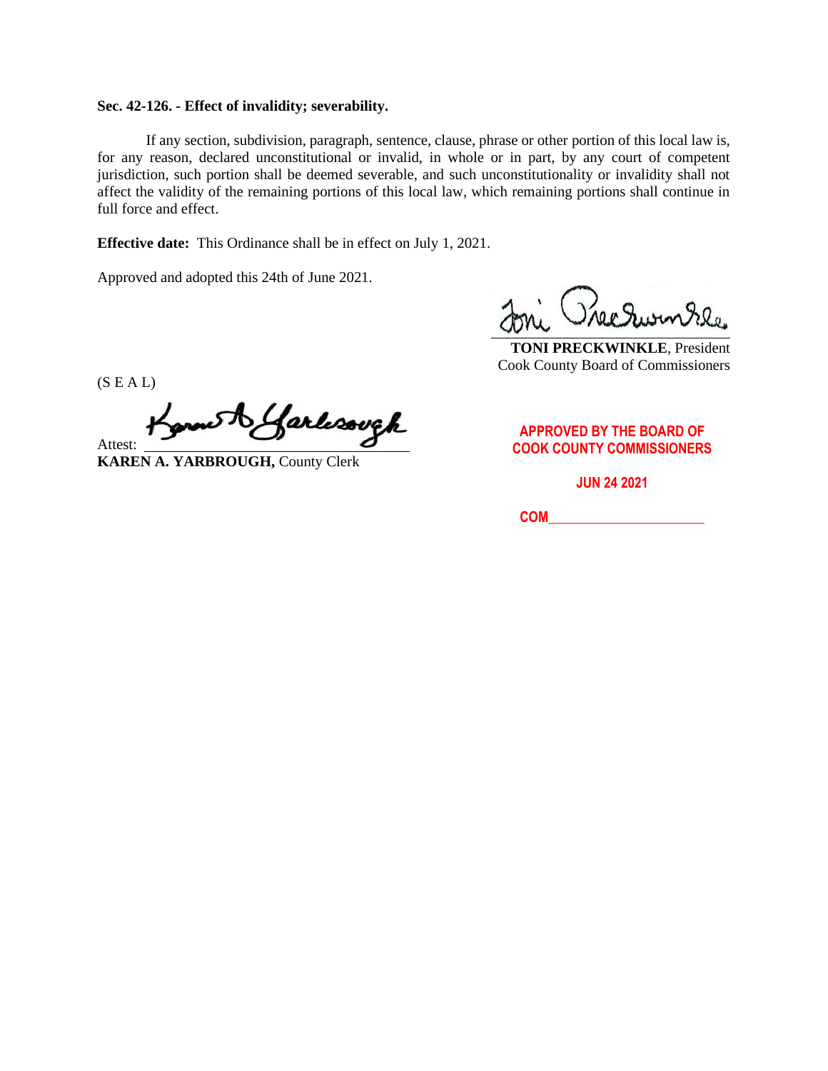**Sec. 42-126. - Effect of invalidity; severability.**

If any section, subdivision, paragraph, sentence, clause, phrase or other portion of this local law is, for any reason, declared unconstitutional or invalid, in whole or in part, by any court of competent jurisdiction, such portion shall be deemed severable, and such unconstitutionality or invalidity shall not affect the validity of the remaining portions of this local law, which remaining portions shall continue in full force and effect.

**Effective date:** This Ordinance shall be in effect on July 1, 2021.

Approved and adopted this 24th of June 2021.

**TONI PRECKWINKLE**, President
Cook County Board of Commissioners

(S E A L)

Attest:
**KAREN A. YARBROUGH,** County Clerk

APPROVED BY THE BOARD OF COOK COUNTY COMMISSIONERS

JUN 24 2021

COM\_\_\_\_\_\_\_\_\_\_\_\_\_\_\_\_\_\_\_\_